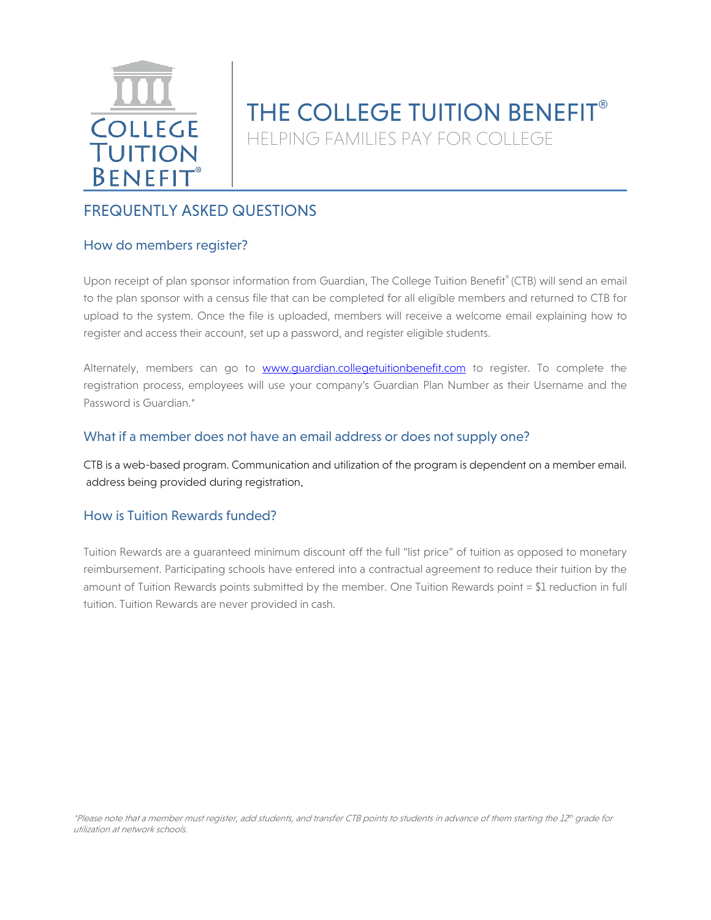# THE COLLEGE TUITION BENEFIT®

HELPING FAMILIES PAY FOR COLLEGE

## FREQUENTLY ASKED QUESTIONS

### How do members register?

Upon receipt of plan sponsor information from Guardian, The College Tuition Benefit® (CTB) will send an email to the plan sponsor with a census file that can be completed for all eligible members and returned to CTB for upload to the system. Once the file is uploaded, members will receive a welcome email explaining how to register and access their account, set up a password, and register eligible students.

Alternately, members can go to [www.guardian.collegetuitionbenefit.com](www.guardian.collegetuitionbenefit.com) to register. To complete the registration process, employees will use your company's Guardian Plan Number as their Username and the Password is Guardian.*

### What if a member does not have an email address or does not supply one?

CTB is a web-based program. Communication and utilization of the program is dependent on a member email. address being provided during registration.

### How is Tuition Rewards funded?

Tuition Rewards are a guaranteed minimum discount off the full "list price" of tuition as opposed to monetary reimbursement. Participating schools have entered into a contractual agreement to reduce their tuition by the amount of Tuition Rewards points submitted by the member. One Tuition Rewards point = $1 reduction in full tuition. Tuition Rewards are never provided in cash.

*\*Please note that a member must register, add students, and transfer CTB points to students in advance of them starting the 12th grade for utilization at network schools.*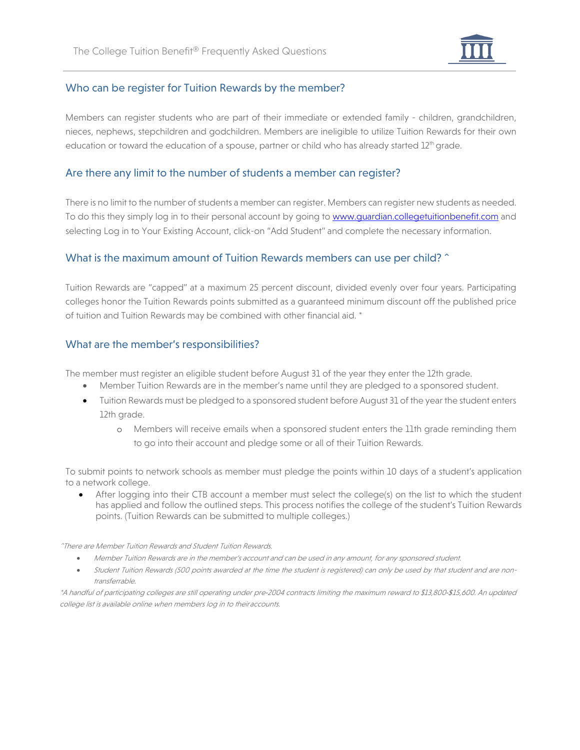## Who can be register for Tuition Rewards by the member?

Members can register students who are part of their immediate or extended family - children, grandchildren, nieces, nephews, stepchildren and godchildren. Members are ineligible to utilize Tuition Rewards for their own education or toward the education of a spouse, partner or child who has already started 12th grade.

## Are there any limit to the number of students a member can register?

There is no limit to the number of students a member can register. Members can register new students as needed. To do this they simply log in to their personal account by going to [www.guardian.collegetuitionbenefit.com](www.guardian.collegetuitionbenefit.com) and selecting Log in to Your Existing Account, click-on "Add Student" and complete the necessary information.

## What is the maximum amount of Tuition Rewards members can use per child? ^

Tuition Rewards are "capped" at a maximum 25 percent discount, divided evenly over four years. Participating colleges honor the Tuition Rewards points submitted as a guaranteed minimum discount off the published price of tuition and Tuition Rewards may be combined with other financial aid. *

## What are the member's responsibilities?

The member must register an eligible student before August 31 of the year they enter the 12th grade.

- Member Tuition Rewards are in the member's name until they are pledged to a sponsored student.
- Tuition Rewards must be pledged to a sponsored student before August 31 of the year the student enters 12th grade.
  - Members will receive emails when a sponsored student enters the 11th grade reminding them to go into their account and pledge some or all of their Tuition Rewards.

To submit points to network schools as member must pledge the points within 10 days of a student's application to a network college.

- After logging into their CTB account a member must select the college(s) on the list to which the student has applied and follow the outlined steps. This process notifies the college of the student's Tuition Rewards points. (Tuition Rewards can be submitted to multiple colleges.)

*^There are Member Tuition Rewards and Student Tuition Rewards.*

- *Member Tuition Rewards are in the member's account and can be used in any amount, for any sponsored student.*
- *Student Tuition Rewards (500 points awarded at the time the student is registered) can only be used by that student and are non-transferrable.*

**A handful of participating colleges are still operating under pre-2004 contracts limiting the maximum reward to $13,800-$15,600. An updated college list is available online when members log in to their accounts.*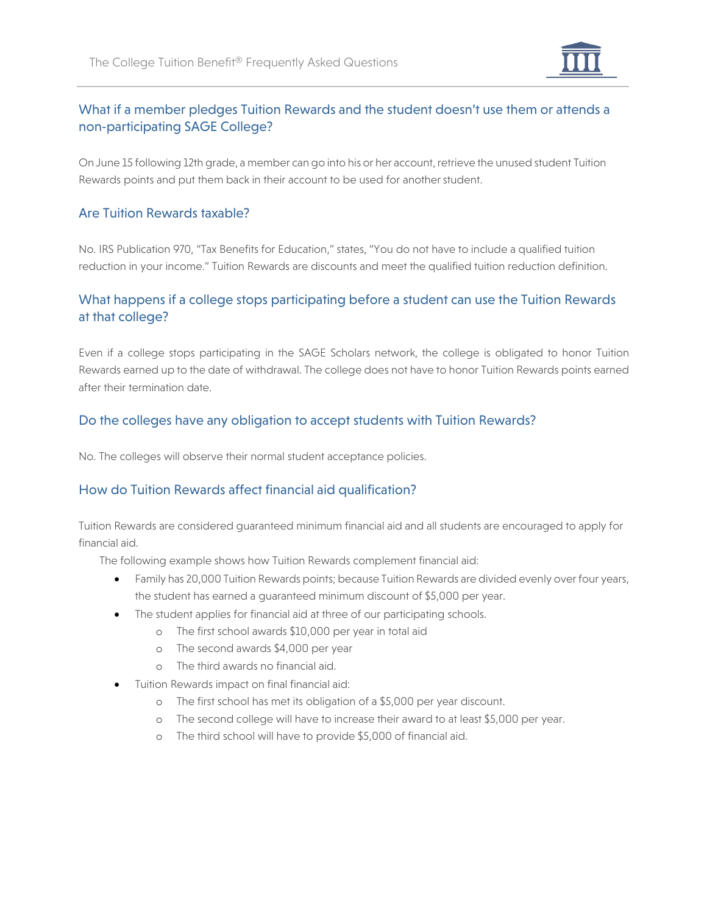## What if a member pledges Tuition Rewards and the student doesn't use them or attends a non-participating SAGE College?

On June 15 following 12th grade, a member can go into his or her account, retrieve the unused student Tuition Rewards points and put them back in their account to be used for another student.

## Are Tuition Rewards taxable?

No. IRS Publication 970, "Tax Benefits for Education," states, "You do not have to include a qualified tuition reduction in your income." Tuition Rewards are discounts and meet the qualified tuition reduction definition.

## What happens if a college stops participating before a student can use the Tuition Rewards at that college?

Even if a college stops participating in the SAGE Scholars network, the college is obligated to honor Tuition Rewards earned up to the date of withdrawal. The college does not have to honor Tuition Rewards points earned after their termination date.

## Do the colleges have any obligation to accept students with Tuition Rewards?

No. The colleges will observe their normal student acceptance policies.

## How do Tuition Rewards affect financial aid qualification?

Tuition Rewards are considered guaranteed minimum financial aid and all students are encouraged to apply for financial aid.

The following example shows how Tuition Rewards complement financial aid:

- Family has 20,000 Tuition Rewards points; because Tuition Rewards are divided evenly over four years, the student has earned a guaranteed minimum discount of $5,000 per year.
- The student applies for financial aid at three of our participating schools.
  - The first school awards $10,000 per year in total aid
  - The second awards $4,000 per year
  - The third awards no financial aid.
- Tuition Rewards impact on final financial aid:
  - The first school has met its obligation of a $5,000 per year discount.
  - The second college will have to increase their award to at least $5,000 per year.
  - The third school will have to provide $5,000 of financial aid.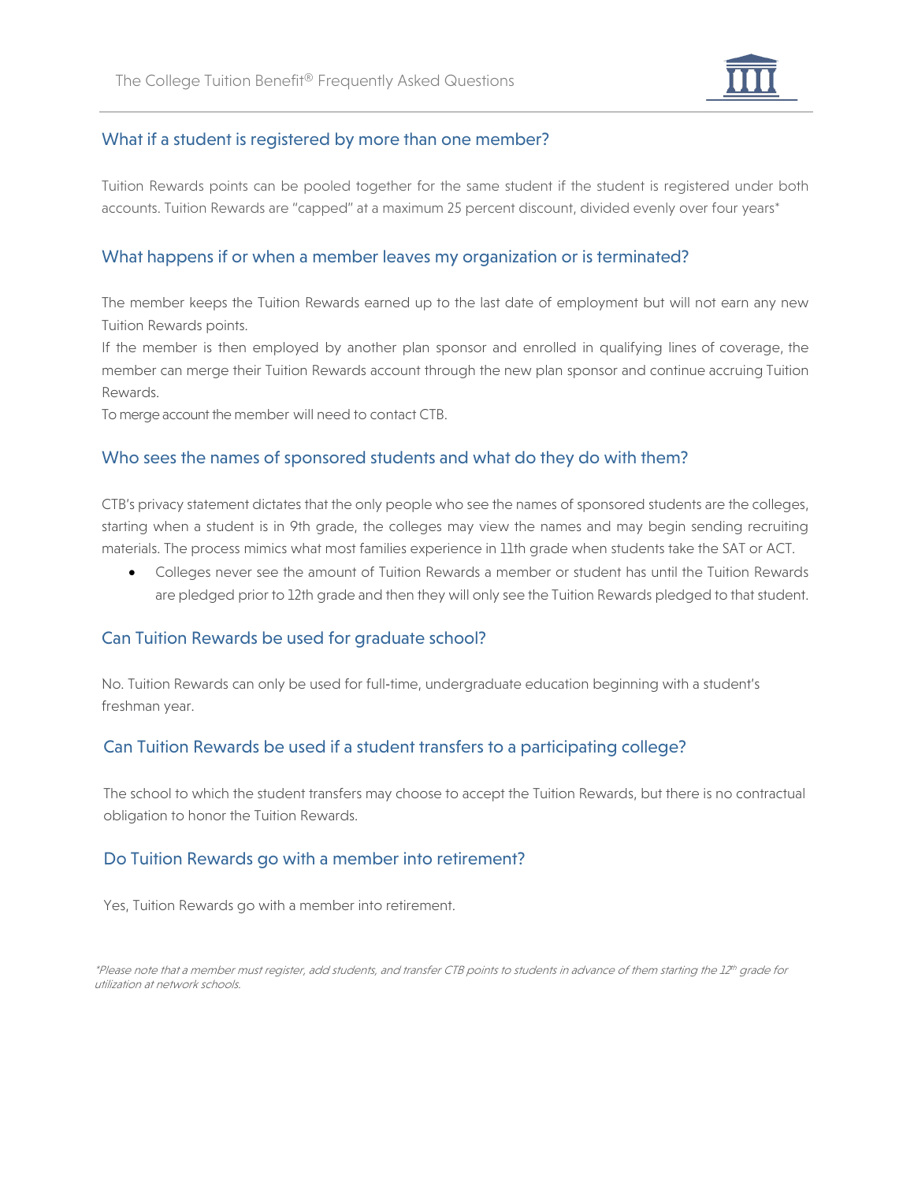## What if a student is registered by more than one member?

Tuition Rewards points can be pooled together for the same student if the student is registered under both accounts. Tuition Rewards are "capped" at a maximum 25 percent discount, divided evenly over four years*

## What happens if or when a member leaves my organization or is terminated?

The member keeps the Tuition Rewards earned up to the last date of employment but will not earn any new Tuition Rewards points.

If the member is then employed by another plan sponsor and enrolled in qualifying lines of coverage, the member can merge their Tuition Rewards account through the new plan sponsor and continue accruing Tuition Rewards.

To merge account the member will need to contact CTB.

## Who sees the names of sponsored students and what do they do with them?

CTB's privacy statement dictates that the only people who see the names of sponsored students are the colleges, starting when a student is in 9th grade, the colleges may view the names and may begin sending recruiting materials. The process mimics what most families experience in 11th grade when students take the SAT or ACT.

- Colleges never see the amount of Tuition Rewards a member or student has until the Tuition Rewards are pledged prior to 12th grade and then they will only see the Tuition Rewards pledged to that student.

## Can Tuition Rewards be used for graduate school?

No. Tuition Rewards can only be used for full-time, undergraduate education beginning with a student's freshman year.

## Can Tuition Rewards be used if a student transfers to a participating college?

The school to which the student transfers may choose to accept the Tuition Rewards, but there is no contractual obligation to honor the Tuition Rewards.

## Do Tuition Rewards go with a member into retirement?

Yes, Tuition Rewards go with a member into retirement.

*\*Please note that a member must register, add students, and transfer CTB points to students in advance of them starting the 12th grade for utilization at network schools.*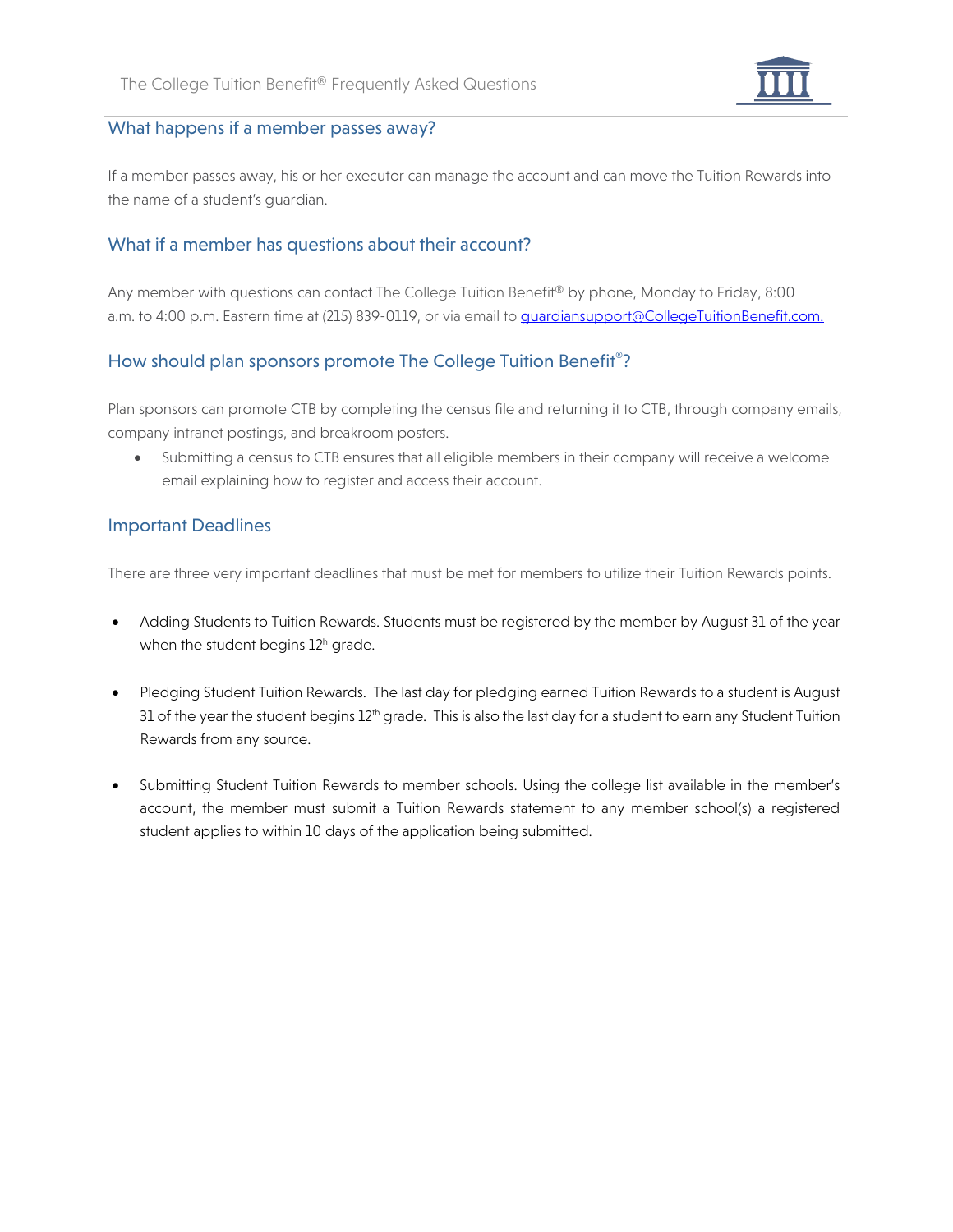## What happens if a member passes away?

If a member passes away, his or her executor can manage the account and can move the Tuition Rewards into the name of a student's guardian.

## What if a member has questions about their account?

Any member with questions can contact The College Tuition Benefit® by phone, Monday to Friday, 8:00 a.m. to 4:00 p.m. Eastern time at (215) 839-0119, or via email to guardiansupport@CollegeTuitionBenefit.com.

## How should plan sponsors promote The College Tuition Benefit®?

Plan sponsors can promote CTB by completing the census file and returning it to CTB, through company emails, company intranet postings, and breakroom posters.

- Submitting a census to CTB ensures that all eligible members in their company will receive a welcome email explaining how to register and access their account.

## Important Deadlines

There are three very important deadlines that must be met for members to utilize their Tuition Rewards points.

- Adding Students to Tuition Rewards. Students must be registered by the member by August 31 of the year when the student begins 12h grade.

- Pledging Student Tuition Rewards. The last day for pledging earned Tuition Rewards to a student is August 31 of the year the student begins 12th grade. This is also the last day for a student to earn any Student Tuition Rewards from any source.

- Submitting Student Tuition Rewards to member schools. Using the college list available in the member's account, the member must submit a Tuition Rewards statement to any member school(s) a registered student applies to within 10 days of the application being submitted.